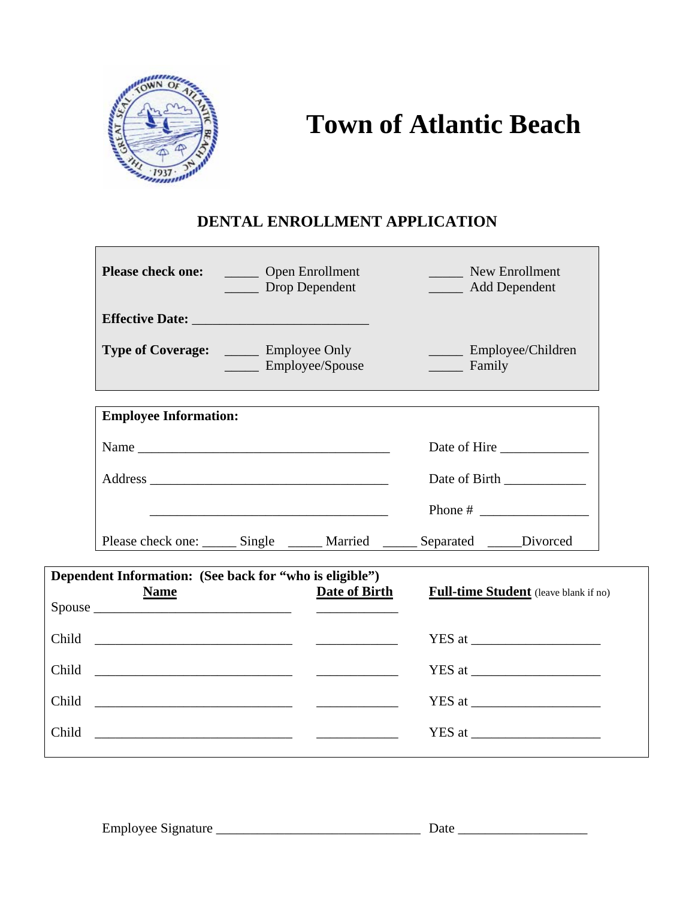# Town of Atlantic Beach

## DENTAL ENROLLMENT APPLICATION

**Please check one:** _____ Open Enrollment _____ Drop Dependent _____ New Enrollment _____ Add Dependent

**Effective Date:** ________________________

**Type of Coverage:** _____ Employee Only _____ Employee/Spouse _____ Employee/Children _____ Family

**Employee Information:**

Name ____________________________________ Date of Hire _____________

Address __________________________________ Date of Birth ____________

__________________________________ Phone # ________________

Please check one: _____ Single _____ Married _____ Separated _____Divorced

**Dependent Information: (See back for "who is eligible")**

| | **Name** | **Date of Birth** | **Full-time Student** (leave blank if no) |
|---|---|---|---|
| Spouse | ____________________________ | ____________ | |
| Child | ____________________________ | ____________ | YES at __________________ |
| Child | ____________________________ | ____________ | YES at __________________ |
| Child | ____________________________ | ____________ | YES at __________________ |
| Child | ____________________________ | ____________ | YES at __________________ |

Employee Signature ______________________________ Date ___________________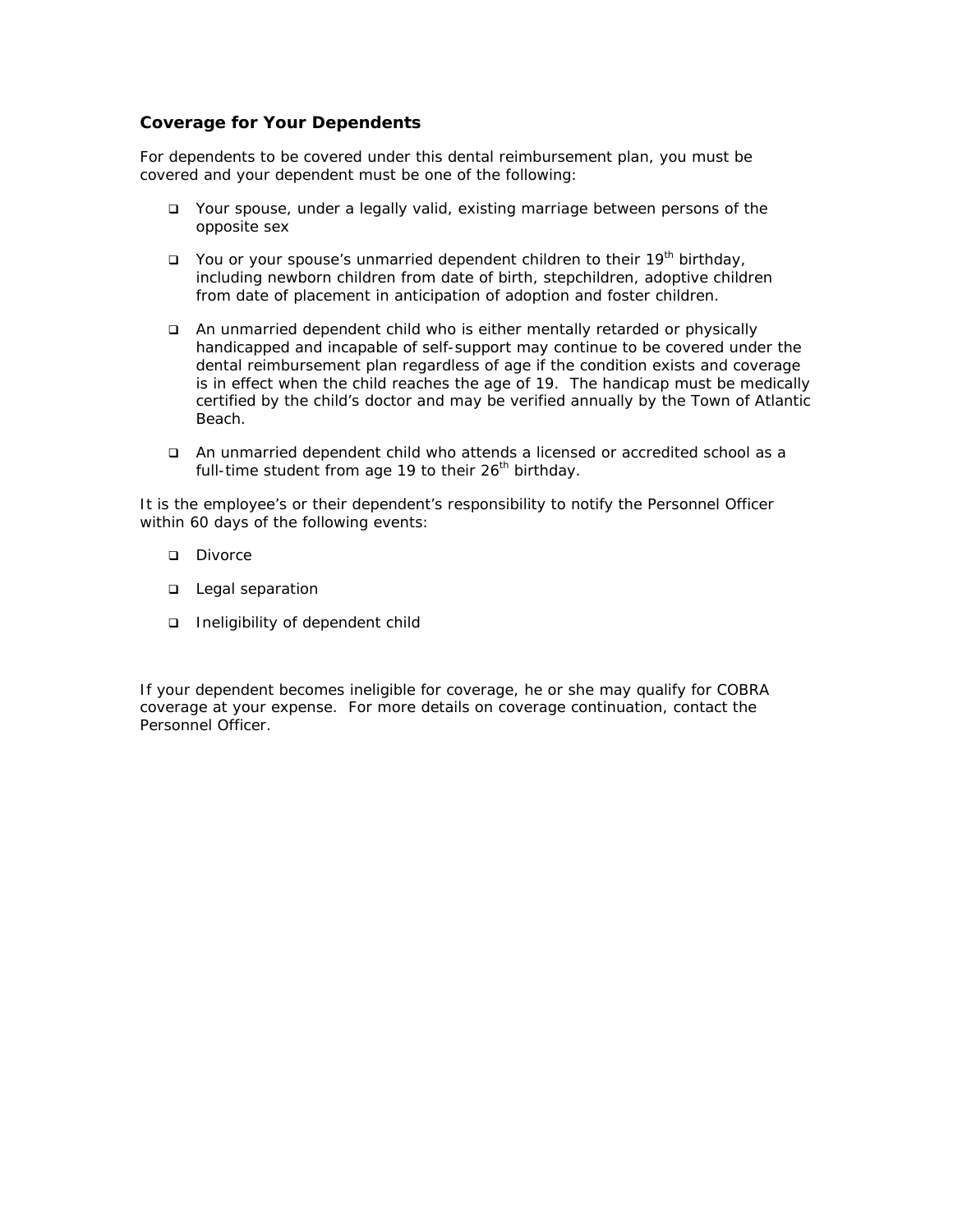## Coverage for Your Dependents

For dependents to be covered under this dental reimbursement plan, you must be covered and your dependent must be one of the following:

- Your spouse, under a legally valid, existing marriage between persons of the opposite sex
- You or your spouse's unmarried dependent children to their 19th birthday, including newborn children from date of birth, stepchildren, adoptive children from date of placement in anticipation of adoption and foster children.
- An unmarried dependent child who is either mentally retarded or physically handicapped and incapable of self-support may continue to be covered under the dental reimbursement plan regardless of age if the condition exists and coverage is in effect when the child reaches the age of 19. The handicap must be medically certified by the child's doctor and may be verified annually by the Town of Atlantic Beach.
- An unmarried dependent child who attends a licensed or accredited school as a full-time student from age 19 to their 26th birthday.

It is the employee's or their dependent's responsibility to notify the Personnel Officer within 60 days of the following events:

- Divorce
- Legal separation
- Ineligibility of dependent child

If your dependent becomes ineligible for coverage, he or she may qualify for COBRA coverage at your expense. For more details on coverage continuation, contact the Personnel Officer.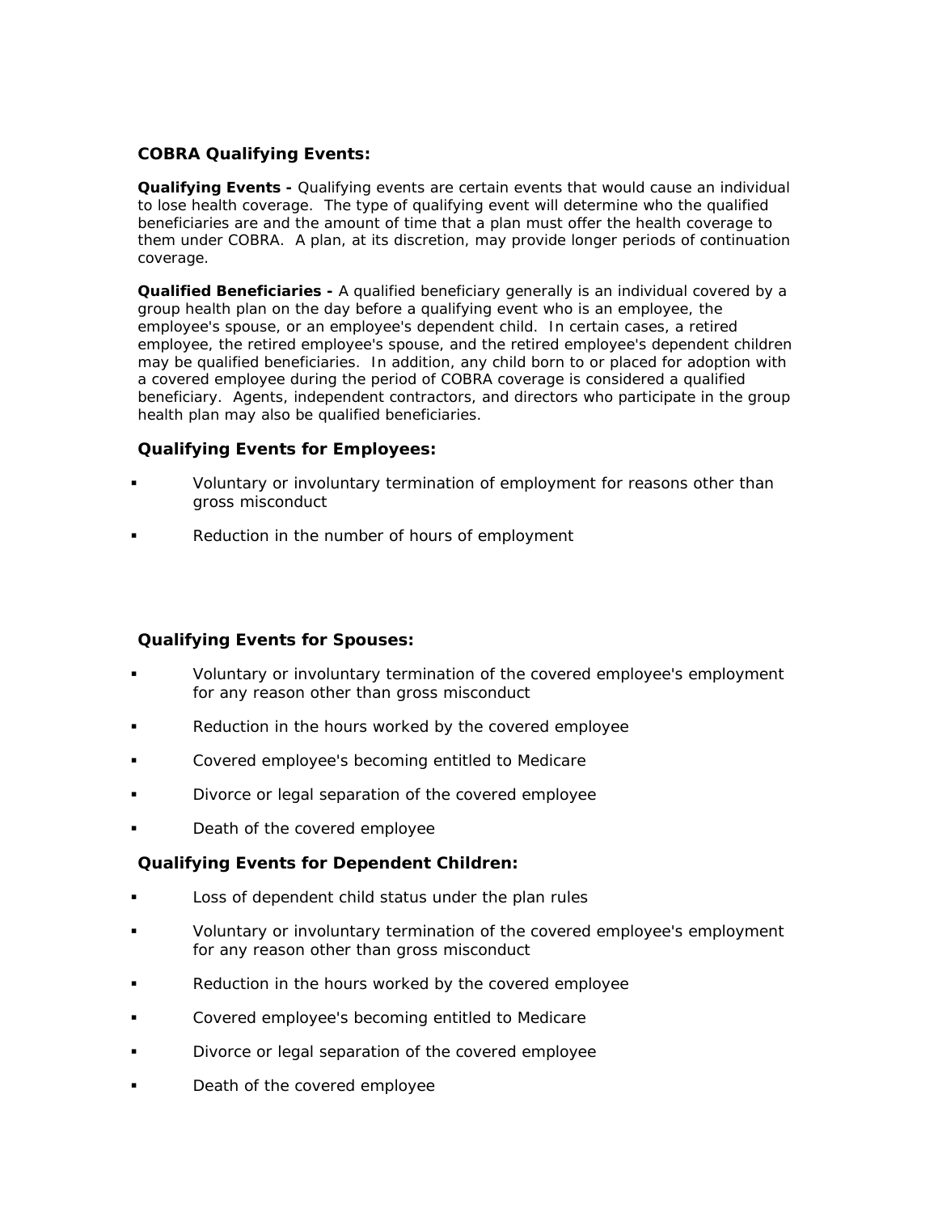### COBRA Qualifying Events:

**Qualifying Events -** Qualifying events are certain events that would cause an individual to lose health coverage. The type of qualifying event will determine who the qualified beneficiaries are and the amount of time that a plan must offer the health coverage to them under COBRA. A plan, at its discretion, may provide longer periods of continuation coverage.

**Qualified Beneficiaries -** A qualified beneficiary generally is an individual covered by a group health plan on the day before a qualifying event who is an employee, the employee's spouse, or an employee's dependent child. In certain cases, a retired employee, the retired employee's spouse, and the retired employee's dependent children may be qualified beneficiaries. In addition, any child born to or placed for adoption with a covered employee during the period of COBRA coverage is considered a qualified beneficiary. Agents, independent contractors, and directors who participate in the group health plan may also be qualified beneficiaries.

### Qualifying Events for Employees:

- Voluntary or involuntary termination of employment for reasons other than gross misconduct
- Reduction in the number of hours of employment

### Qualifying Events for Spouses:

- Voluntary or involuntary termination of the covered employee's employment for any reason other than gross misconduct
- Reduction in the hours worked by the covered employee
- Covered employee's becoming entitled to Medicare
- Divorce or legal separation of the covered employee
- Death of the covered employee

### Qualifying Events for Dependent Children:

- Loss of dependent child status under the plan rules
- Voluntary or involuntary termination of the covered employee's employment for any reason other than gross misconduct
- Reduction in the hours worked by the covered employee
- Covered employee's becoming entitled to Medicare
- Divorce or legal separation of the covered employee
- Death of the covered employee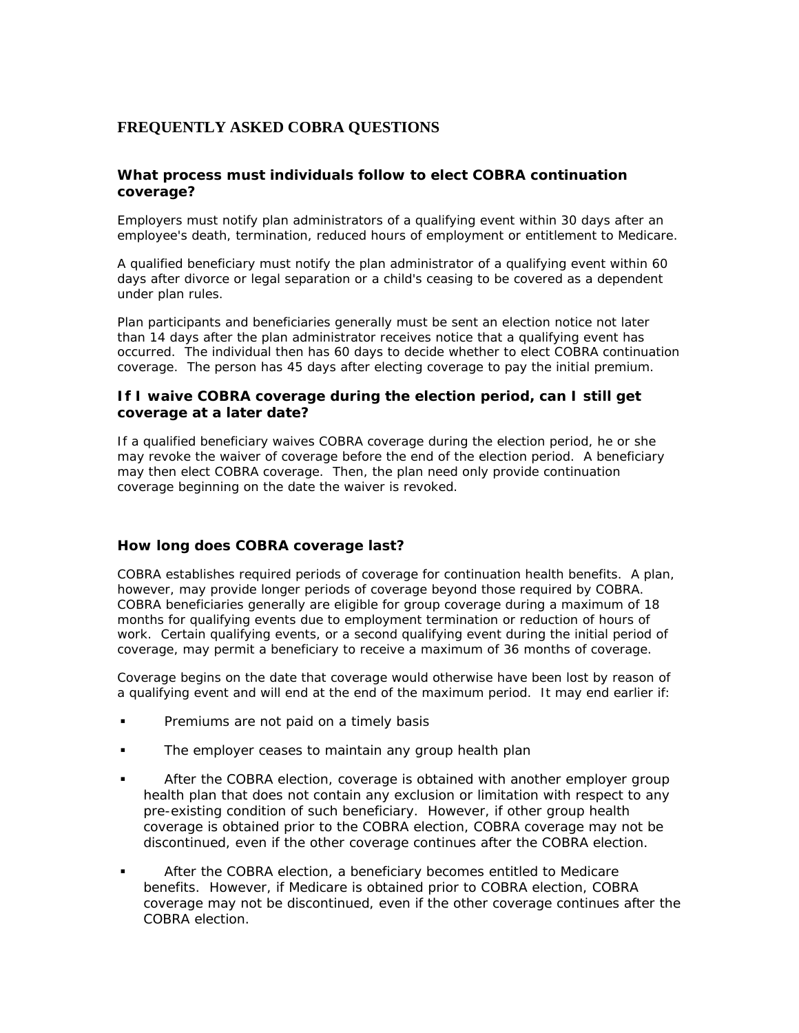## FREQUENTLY ASKED COBRA QUESTIONS

### What process must individuals follow to elect COBRA continuation coverage?

Employers must notify plan administrators of a qualifying event within 30 days after an employee's death, termination, reduced hours of employment or entitlement to Medicare.

A qualified beneficiary must notify the plan administrator of a qualifying event within 60 days after divorce or legal separation or a child's ceasing to be covered as a dependent under plan rules.

Plan participants and beneficiaries generally must be sent an election notice not later than 14 days after the plan administrator receives notice that a qualifying event has occurred. The individual then has 60 days to decide whether to elect COBRA continuation coverage. The person has 45 days after electing coverage to pay the initial premium.

### If I waive COBRA coverage during the election period, can I still get coverage at a later date?

If a qualified beneficiary waives COBRA coverage during the election period, he or she may revoke the waiver of coverage before the end of the election period. A beneficiary may then elect COBRA coverage. Then, the plan need only provide continuation coverage beginning on the date the waiver is revoked.

### How long does COBRA coverage last?

COBRA establishes required periods of coverage for continuation health benefits. A plan, however, may provide longer periods of coverage beyond those required by COBRA. COBRA beneficiaries generally are eligible for group coverage during a maximum of 18 months for qualifying events due to employment termination or reduction of hours of work. Certain qualifying events, or a second qualifying event during the initial period of coverage, may permit a beneficiary to receive a maximum of 36 months of coverage.

Coverage begins on the date that coverage would otherwise have been lost by reason of a qualifying event and will end at the end of the maximum period. It may end earlier if:

- Premiums are not paid on a timely basis
- The employer ceases to maintain any group health plan
- After the COBRA election, coverage is obtained with another employer group health plan that does not contain any exclusion or limitation with respect to any pre-existing condition of such beneficiary. However, if other group health coverage is obtained prior to the COBRA election, COBRA coverage may not be discontinued, even if the other coverage continues after the COBRA election.
- After the COBRA election, a beneficiary becomes entitled to Medicare benefits. However, if Medicare is obtained prior to COBRA election, COBRA coverage may not be discontinued, even if the other coverage continues after the COBRA election.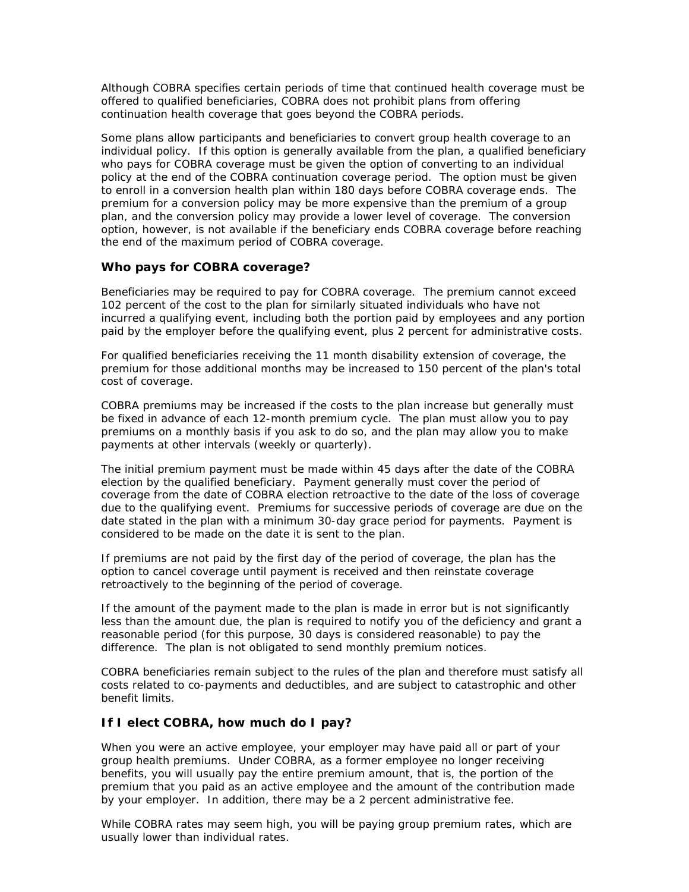Although COBRA specifies certain periods of time that continued health coverage must be offered to qualified beneficiaries, COBRA does not prohibit plans from offering continuation health coverage that goes beyond the COBRA periods.

Some plans allow participants and beneficiaries to convert group health coverage to an individual policy. If this option is generally available from the plan, a qualified beneficiary who pays for COBRA coverage must be given the option of converting to an individual policy at the end of the COBRA continuation coverage period. The option must be given to enroll in a conversion health plan within 180 days before COBRA coverage ends. The premium for a conversion policy may be more expensive than the premium of a group plan, and the conversion policy may provide a lower level of coverage. The conversion option, however, is not available if the beneficiary ends COBRA coverage before reaching the end of the maximum period of COBRA coverage.

### Who pays for COBRA coverage?

Beneficiaries may be required to pay for COBRA coverage. The premium cannot exceed 102 percent of the cost to the plan for similarly situated individuals who have not incurred a qualifying event, including both the portion paid by employees and any portion paid by the employer before the qualifying event, plus 2 percent for administrative costs.

For qualified beneficiaries receiving the 11 month disability extension of coverage, the premium for those additional months may be increased to 150 percent of the plan's total cost of coverage.

COBRA premiums may be increased if the costs to the plan increase but generally must be fixed in advance of each 12-month premium cycle. The plan must allow you to pay premiums on a monthly basis if you ask to do so, and the plan may allow you to make payments at other intervals (weekly or quarterly).

The initial premium payment must be made within 45 days after the date of the COBRA election by the qualified beneficiary. Payment generally must cover the period of coverage from the date of COBRA election retroactive to the date of the loss of coverage due to the qualifying event. Premiums for successive periods of coverage are due on the date stated in the plan with a minimum 30-day grace period for payments. Payment is considered to be made on the date it is sent to the plan.

If premiums are not paid by the first day of the period of coverage, the plan has the option to cancel coverage until payment is received and then reinstate coverage retroactively to the beginning of the period of coverage.

If the amount of the payment made to the plan is made in error but is not significantly less than the amount due, the plan is required to notify you of the deficiency and grant a reasonable period (for this purpose, 30 days is considered reasonable) to pay the difference. The plan is not obligated to send monthly premium notices.

COBRA beneficiaries remain subject to the rules of the plan and therefore must satisfy all costs related to co-payments and deductibles, and are subject to catastrophic and other benefit limits.

### If I elect COBRA, how much do I pay?

When you were an active employee, your employer may have paid all or part of your group health premiums. Under COBRA, as a former employee no longer receiving benefits, you will usually pay the entire premium amount, that is, the portion of the premium that you paid as an active employee and the amount of the contribution made by your employer. In addition, there may be a 2 percent administrative fee.

While COBRA rates may seem high, you will be paying group premium rates, which are usually lower than individual rates.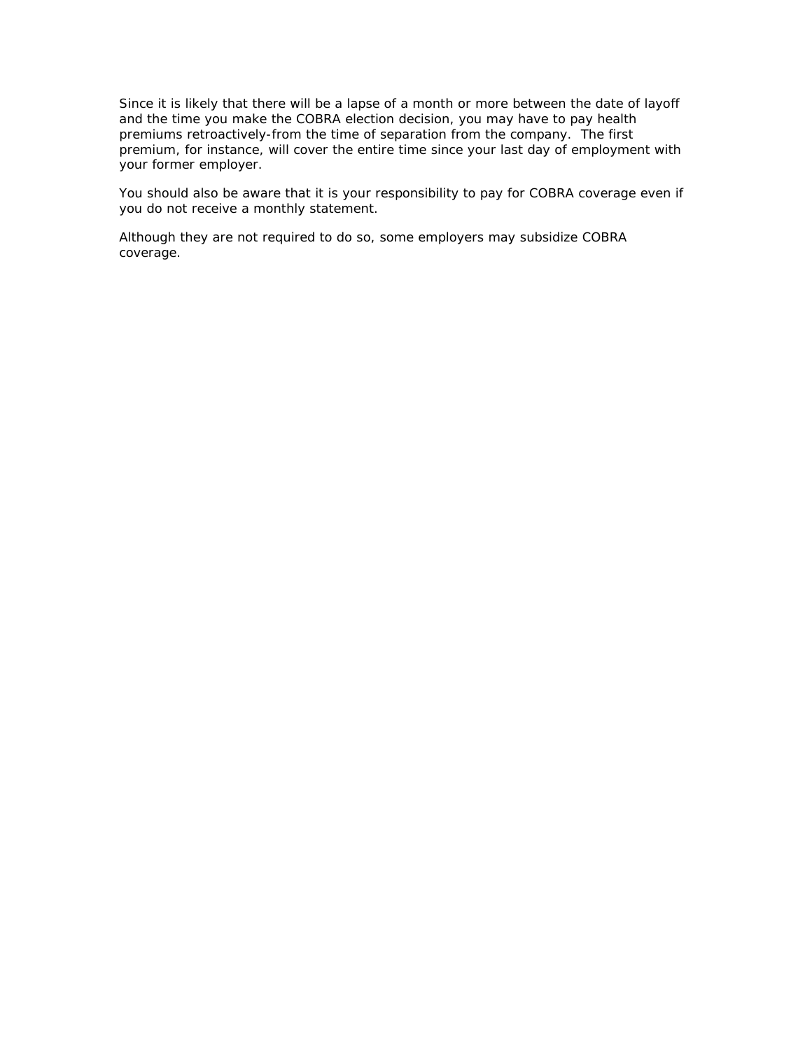Since it is likely that there will be a lapse of a month or more between the date of layoff and the time you make the COBRA election decision, you may have to pay health premiums retroactively-from the time of separation from the company.  The first premium, for instance, will cover the entire time since your last day of employment with your former employer.

You should also be aware that it is your responsibility to pay for COBRA coverage even if you do not receive a monthly statement.

Although they are not required to do so, some employers may subsidize COBRA coverage.